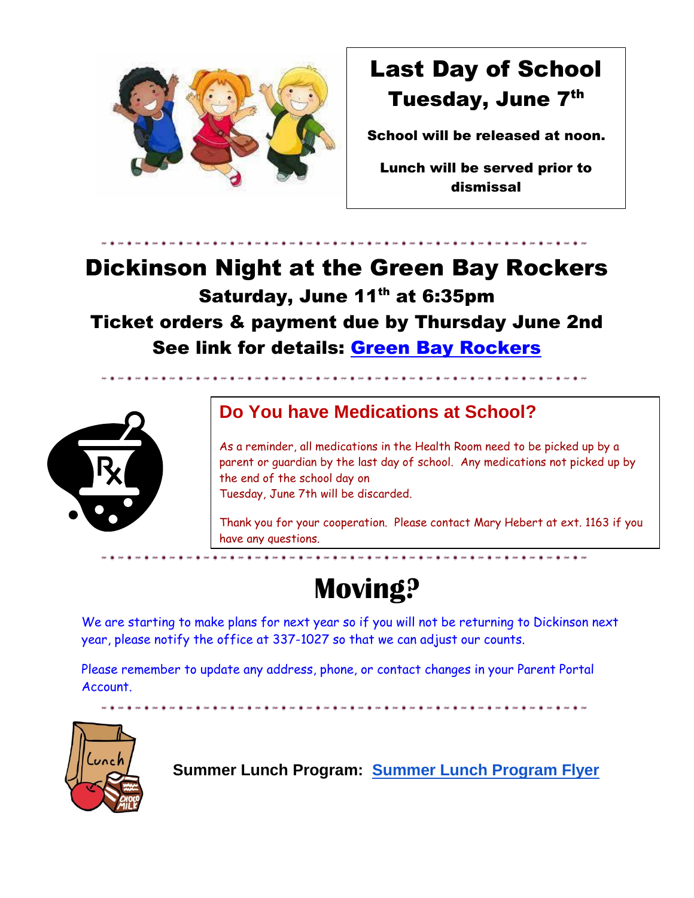# Last Day of School

## Tuesday, June 7th

**School will be released at noon.**

**Lunch will be served prior to dismissal**

---

# Dickinson Night at the Green Bay Rockers

## Saturday, June 11th at 6:35pm

## Ticket orders & payment due by Thursday June 2nd

## See link for details: Green Bay Rockers

---

## Do You have Medications at School?

As a reminder, all medications in the Health Room need to be picked up by a parent or guardian by the last day of school. Any medications not picked up by the end of the school day on
Tuesday, June 7th will be discarded.

Thank you for your cooperation. Please contact Mary Hebert at ext. 1163 if you have any questions.

---

# Moving?

We are starting to make plans for next year so if you will not be returning to Dickinson next year, please notify the office at 337-1027 so that we can adjust our counts.

Please remember to update any address, phone, or contact changes in your Parent Portal Account.

---

**Summer Lunch Program: Summer Lunch Program Flyer**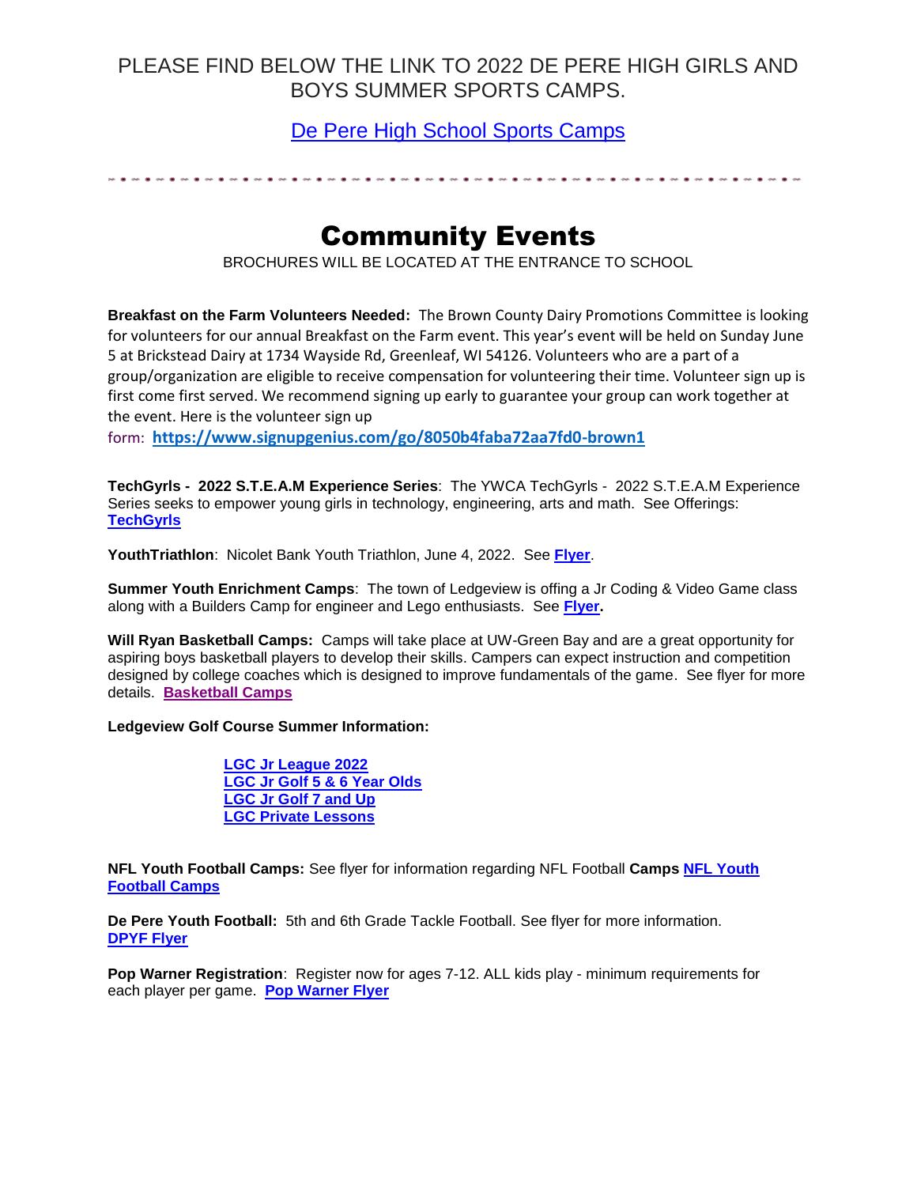PLEASE FIND BELOW THE LINK TO 2022 DE PERE HIGH GIRLS AND BOYS SUMMER SPORTS CAMPS.

De Pere High School Sports Camps

# Community Events

BROCHURES WILL BE LOCATED AT THE ENTRANCE TO SCHOOL

**Breakfast on the Farm Volunteers Needed:** The Brown County Dairy Promotions Committee is looking for volunteers for our annual Breakfast on the Farm event. This year's event will be held on Sunday June 5 at Brickstead Dairy at 1734 Wayside Rd, Greenleaf, WI 54126. Volunteers who are a part of a group/organization are eligible to receive compensation for volunteering their time. Volunteer sign up is first come first served. We recommend signing up early to guarantee your group can work together at the event. Here is the volunteer sign up form: **https://www.signupgenius.com/go/8050b4faba72aa7fd0-brown1**

**TechGyrls - 2022 S.T.E.A.M Experience Series**: The YWCA TechGyrls - 2022 S.T.E.A.M Experience Series seeks to empower young girls in technology, engineering, arts and math. See Offerings: **TechGyrls**

**YouthTriathlon**: Nicolet Bank Youth Triathlon, June 4, 2022. See **Flyer**.

**Summer Youth Enrichment Camps**: The town of Ledgeview is offing a Jr Coding & Video Game class along with a Builders Camp for engineer and Lego enthusiasts. See **Flyer.**

**Will Ryan Basketball Camps:** Camps will take place at UW-Green Bay and are a great opportunity for aspiring boys basketball players to develop their skills. Campers can expect instruction and competition designed by college coaches which is designed to improve fundamentals of the game. See flyer for more details. **Basketball Camps**

**Ledgeview Golf Course Summer Information:**

**LGC Jr League 2022**
**LGC Jr Golf 5 & 6 Year Olds**
**LGC Jr Golf 7 and Up**
**LGC Private Lessons**

**NFL Youth Football Camps:** See flyer for information regarding NFL Football **Camps** **NFL Youth Football Camps**

**De Pere Youth Football:** 5th and 6th Grade Tackle Football. See flyer for more information. **DPYF Flyer**

**Pop Warner Registration**: Register now for ages 7-12. ALL kids play - minimum requirements for each player per game. **Pop Warner Flyer**